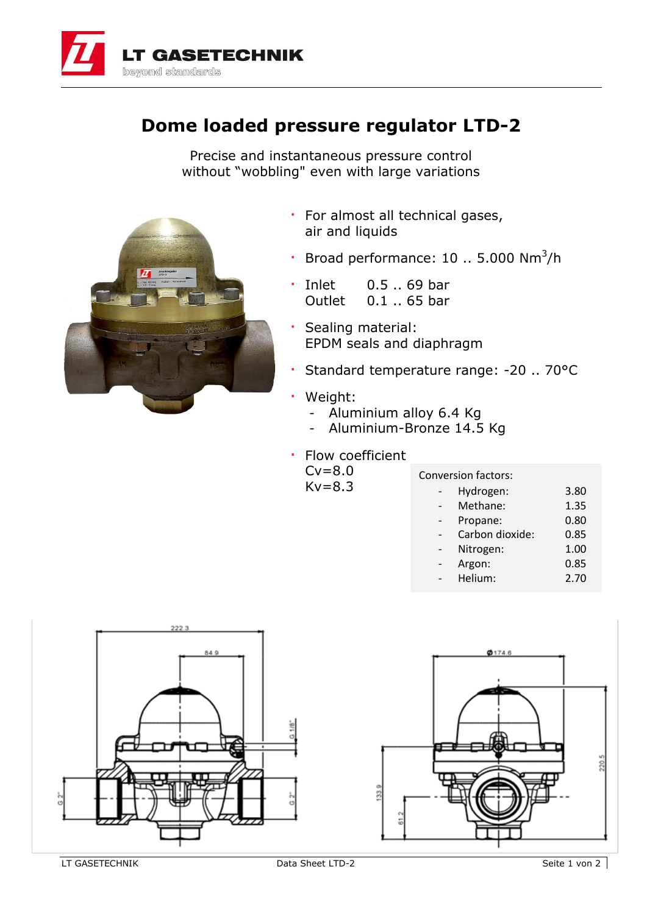# Dome loaded pressure regulator LTD-2

Precise and instantaneous pressure control
without "wobbling" even with large variations

- For almost all technical gases, air and liquids
- Broad performance: 10 .. 5.000 $Nm^3/h$
- Inlet 0.5 .. 69 bar
  Outlet 0.1 .. 65 bar
- Sealing material:
  EPDM seals and diaphragm
- Standard temperature range: -20 .. 70°C
- Weight:
  - Aluminium alloy 6.4 Kg
  - Aluminium-Bronze 14.5 Kg
- Flow coefficient
  Cv=8.0
  Kv=8.3

Conversion factors:

| Gas | Factor |
|---|---|
| Hydrogen: | 3.80 |
| Methane: | 1.35 |
| Propane: | 0.80 |
| Carbon dioxide: | 0.85 |
| Nitrogen: | 1.00 |
| Argon: | 0.85 |
| Helium: | 2.70 |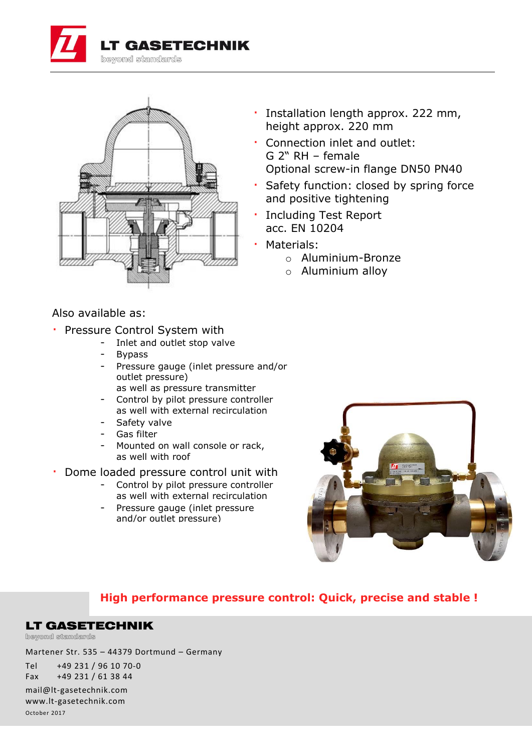LT GASETECHNIK
beyond standards

- Installation length approx. 222 mm, height approx. 220 mm
- Connection inlet and outlet:
  G 2" RH – female
  Optional screw-in flange DN50 PN40
- Safety function: closed by spring force and positive tightening
- Including Test Report acc. EN 10204
- Materials:
  - Aluminium-Bronze
  - Aluminium alloy

Also available as:

- Pressure Control System with
  - Inlet and outlet stop valve
  - Bypass
  - Pressure gauge (inlet pressure and/or outlet pressure) as well as pressure transmitter
  - Control by pilot pressure controller as well with external recirculation
  - Safety valve
  - Gas filter
  - Mounted on wall console or rack, as well with roof
- Dome loaded pressure control unit with
  - Control by pilot pressure controller as well with external recirculation
  - Pressure gauge (inlet pressure and/or outlet pressure)

**High performance pressure control: Quick, precise and stable !**

**LT GASETECHNIK**
beyond standards

Martener Str. 535 – 44379 Dortmund – Germany

Tel +49 231 / 96 10 70-0
Fax +49 231 / 61 38 44

mail@lt-gasetechnik.com
www.lt-gasetechnik.com

October 2017